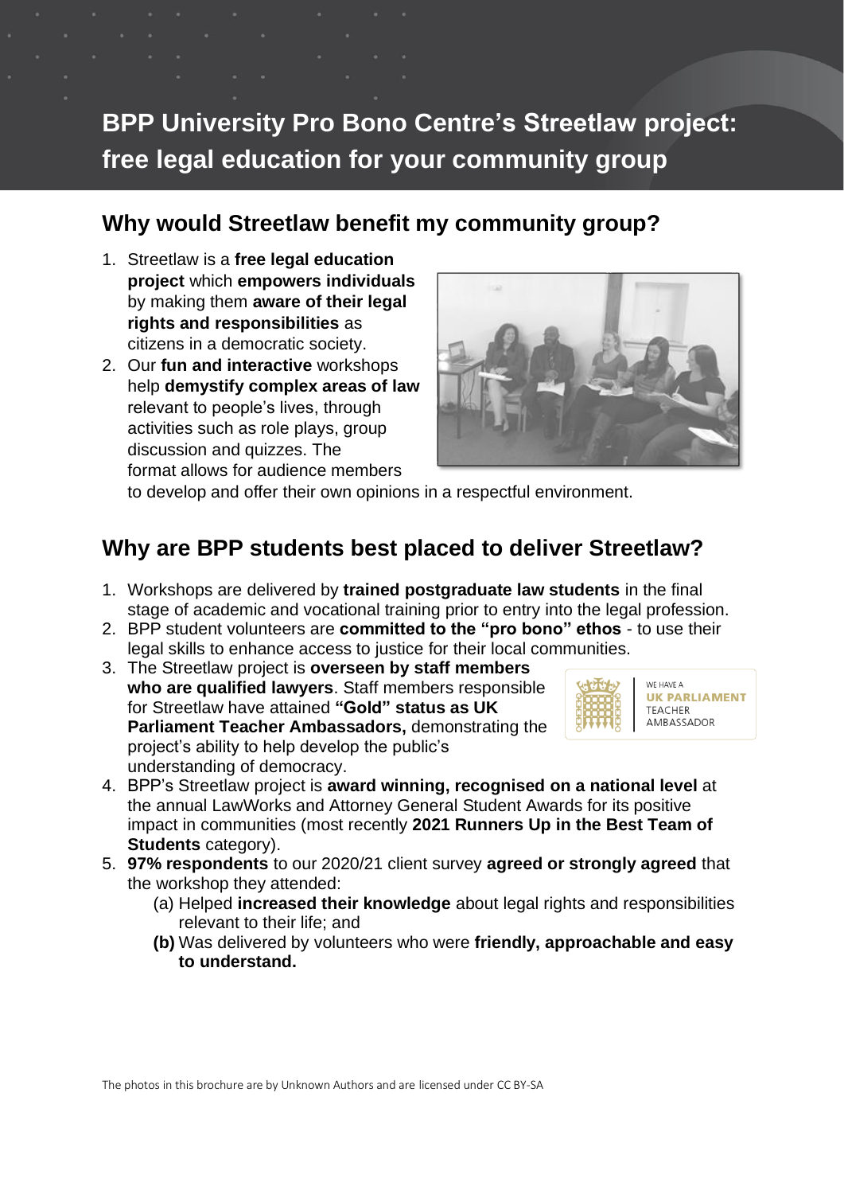# BPP University Pro Bono Centre's Streetlaw project: free legal education for your community group

## Why would Streetlaw benefit my community group?

1. Streetlaw is a **free legal education project** which **empowers individuals** by making them **aware of their legal rights and responsibilities** as citizens in a democratic society.
2. Our **fun and interactive** workshops help **demystify complex areas of law** relevant to people's lives, through activities such as role plays, group discussion and quizzes. The format allows for audience members to develop and offer their own opinions in a respectful environment.

## Why are BPP students best placed to deliver Streetlaw?

1. Workshops are delivered by **trained postgraduate law students** in the final stage of academic and vocational training prior to entry into the legal profession.
2. BPP student volunteers are **committed to the "pro bono" ethos** - to use their legal skills to enhance access to justice for their local communities.
3. The Streetlaw project is **overseen by staff members who are qualified lawyers**. Staff members responsible for Streetlaw have attained **"Gold" status as UK Parliament Teacher Ambassadors,** demonstrating the project's ability to help develop the public's understanding of democracy.
4. BPP's Streetlaw project is **award winning, recognised on a national level** at the annual LawWorks and Attorney General Student Awards for its positive impact in communities (most recently **2021 Runners Up in the Best Team of Students** category).
5. **97% respondents** to our 2020/21 client survey **agreed or strongly agreed** that the workshop they attended:
   (a) Helped **increased their knowledge** about legal rights and responsibilities relevant to their life; and
   **(b)** Was delivered by volunteers who were **friendly, approachable and easy to understand.**

WE HAVE A UK PARLIAMENT TEACHER AMBASSADOR

The photos in this brochure are by Unknown Authors and are licensed under CC BY-SA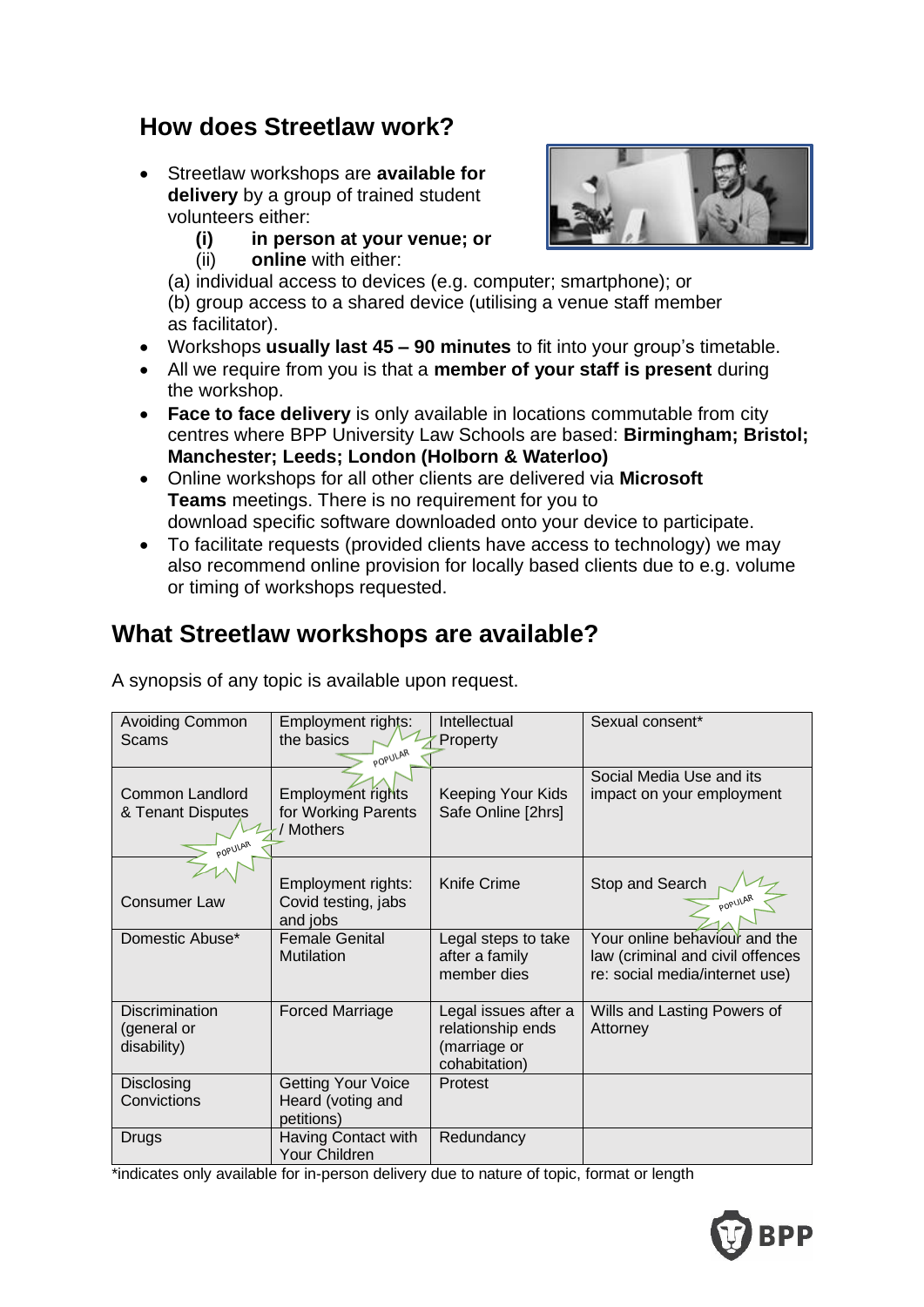## How does Streetlaw work?

- Streetlaw workshops are **available for delivery** by a group of trained student volunteers either:
  - **(i) in person at your venue; or**
  - (ii) **online** with either:

  (a) individual access to devices (e.g. computer; smartphone); or
  (b) group access to a shared device (utilising a venue staff member as facilitator).
- Workshops **usually last 45 – 90 minutes** to fit into your group's timetable.
- All we require from you is that a **member of your staff is present** during the workshop.
- **Face to face delivery** is only available in locations commutable from city centres where BPP University Law Schools are based: **Birmingham; Bristol; Manchester; Leeds; London (Holborn & Waterloo)**
- Online workshops for all other clients are delivered via **Microsoft Teams** meetings. There is no requirement for you to download specific software downloaded onto your device to participate.
- To facilitate requests (provided clients have access to technology) we may also recommend online provision for locally based clients due to e.g. volume or timing of workshops requested.

## What Streetlaw workshops are available?

A synopsis of any topic is available upon request.

| | | | |
|---|---|---|---|
| Avoiding Common Scams | Employment rights: the basics (POPULAR) | Intellectual Property | Sexual consent* |
| Common Landlord & Tenant Disputes (POPULAR) | Employment rights for Working Parents / Mothers | Keeping Your Kids Safe Online [2hrs] | Social Media Use and its impact on your employment |
| Consumer Law | Employment rights: Covid testing, jabs and jobs | Knife Crime | Stop and Search (POPULAR) |
| Domestic Abuse* | Female Genital Mutilation | Legal steps to take after a family member dies | Your online behaviour and the law (criminal and civil offences re: social media/internet use) |
| Discrimination (general or disability) | Forced Marriage | Legal issues after a relationship ends (marriage or cohabitation) | Wills and Lasting Powers of Attorney |
| Disclosing Convictions | Getting Your Voice Heard (voting and petitions) | Protest | |
| Drugs | Having Contact with Your Children | Redundancy | |

*indicates only available for in-person delivery due to nature of topic, format or length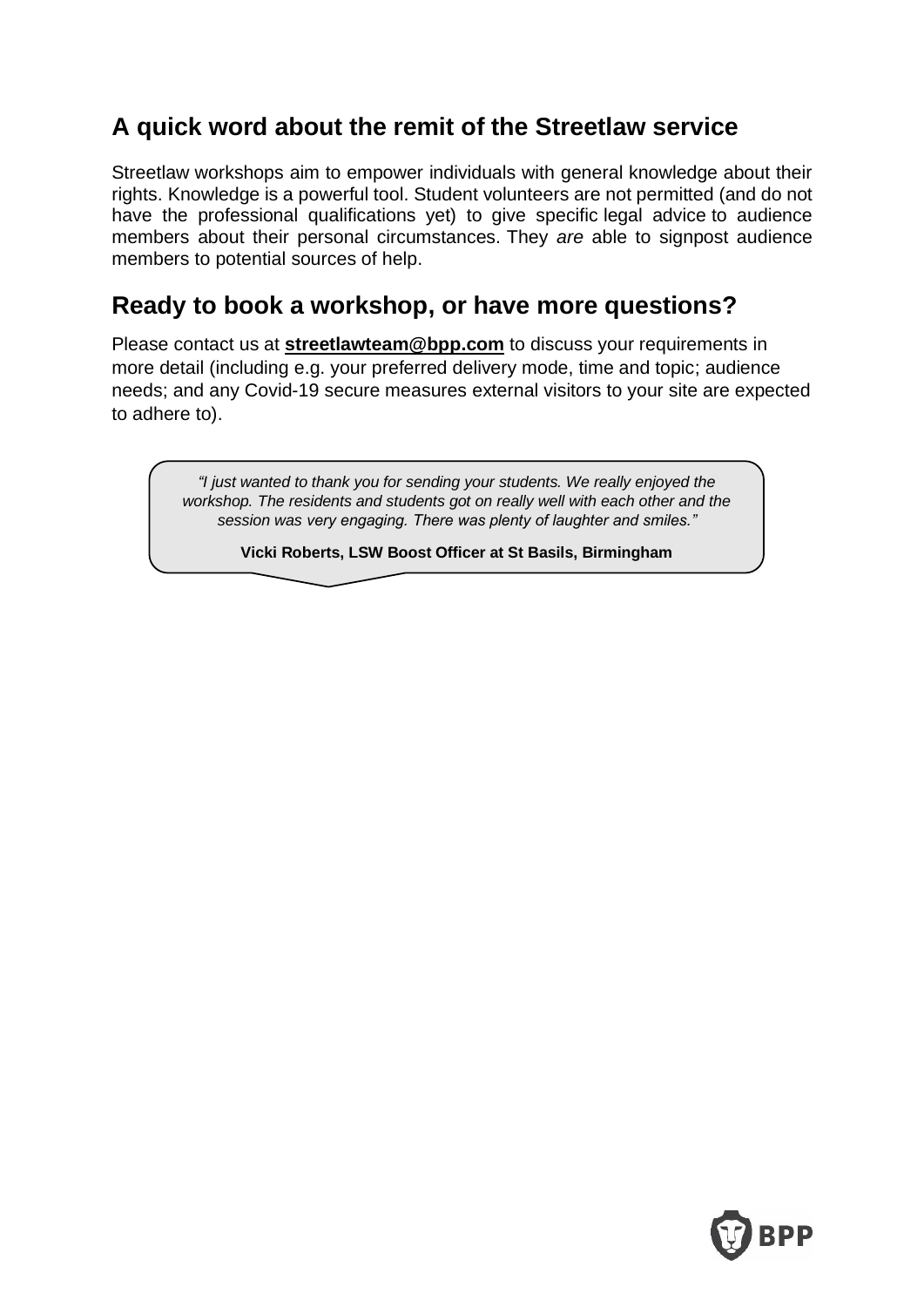## A quick word about the remit of the Streetlaw service

Streetlaw workshops aim to empower individuals with general knowledge about their rights. Knowledge is a powerful tool. Student volunteers are not permitted (and do not have the professional qualifications yet) to give specific legal advice to audience members about their personal circumstances. They *are* able to signpost audience members to potential sources of help.

## Ready to book a workshop, or have more questions?

Please contact us at **streetlawteam@bpp.com** to discuss your requirements in more detail (including e.g. your preferred delivery mode, time and topic; audience needs; and any Covid-19 secure measures external visitors to your site are expected to adhere to).

> *"I just wanted to thank you for sending your students. We really enjoyed the workshop. The residents and students got on really well with each other and the session was very engaging. There was plenty of laughter and smiles."*
>
> **Vicki Roberts, LSW Boost Officer at St Basils, Birmingham**